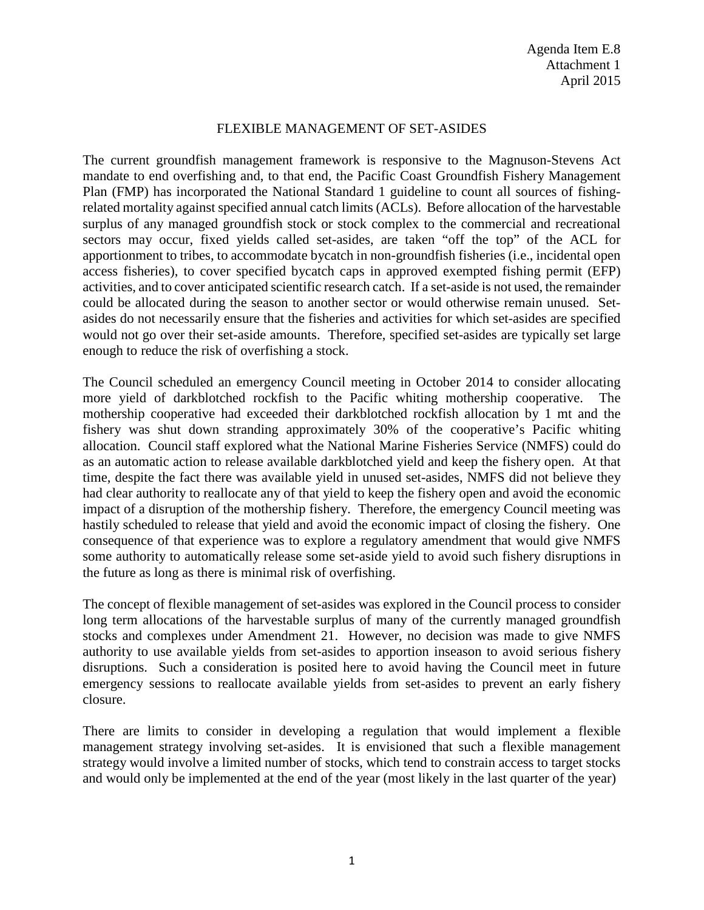Agenda Item E.8
Attachment 1
April 2015

# FLEXIBLE MANAGEMENT OF SET-ASIDES

The current groundfish management framework is responsive to the Magnuson-Stevens Act mandate to end overfishing and, to that end, the Pacific Coast Groundfish Fishery Management Plan (FMP) has incorporated the National Standard 1 guideline to count all sources of fishing-related mortality against specified annual catch limits (ACLs). Before allocation of the harvestable surplus of any managed groundfish stock or stock complex to the commercial and recreational sectors may occur, fixed yields called set-asides, are taken "off the top" of the ACL for apportionment to tribes, to accommodate bycatch in non-groundfish fisheries (i.e., incidental open access fisheries), to cover specified bycatch caps in approved exempted fishing permit (EFP) activities, and to cover anticipated scientific research catch. If a set-aside is not used, the remainder could be allocated during the season to another sector or would otherwise remain unused. Set-asides do not necessarily ensure that the fisheries and activities for which set-asides are specified would not go over their set-aside amounts. Therefore, specified set-asides are typically set large enough to reduce the risk of overfishing a stock.

The Council scheduled an emergency Council meeting in October 2014 to consider allocating more yield of darkblotched rockfish to the Pacific whiting mothership cooperative. The mothership cooperative had exceeded their darkblotched rockfish allocation by 1 mt and the fishery was shut down stranding approximately 30% of the cooperative's Pacific whiting allocation. Council staff explored what the National Marine Fisheries Service (NMFS) could do as an automatic action to release available darkblotched yield and keep the fishery open. At that time, despite the fact there was available yield in unused set-asides, NMFS did not believe they had clear authority to reallocate any of that yield to keep the fishery open and avoid the economic impact of a disruption of the mothership fishery. Therefore, the emergency Council meeting was hastily scheduled to release that yield and avoid the economic impact of closing the fishery. One consequence of that experience was to explore a regulatory amendment that would give NMFS some authority to automatically release some set-aside yield to avoid such fishery disruptions in the future as long as there is minimal risk of overfishing.

The concept of flexible management of set-asides was explored in the Council process to consider long term allocations of the harvestable surplus of many of the currently managed groundfish stocks and complexes under Amendment 21. However, no decision was made to give NMFS authority to use available yields from set-asides to apportion inseason to avoid serious fishery disruptions. Such a consideration is posited here to avoid having the Council meet in future emergency sessions to reallocate available yields from set-asides to prevent an early fishery closure.

There are limits to consider in developing a regulation that would implement a flexible management strategy involving set-asides. It is envisioned that such a flexible management strategy would involve a limited number of stocks, which tend to constrain access to target stocks and would only be implemented at the end of the year (most likely in the last quarter of the year)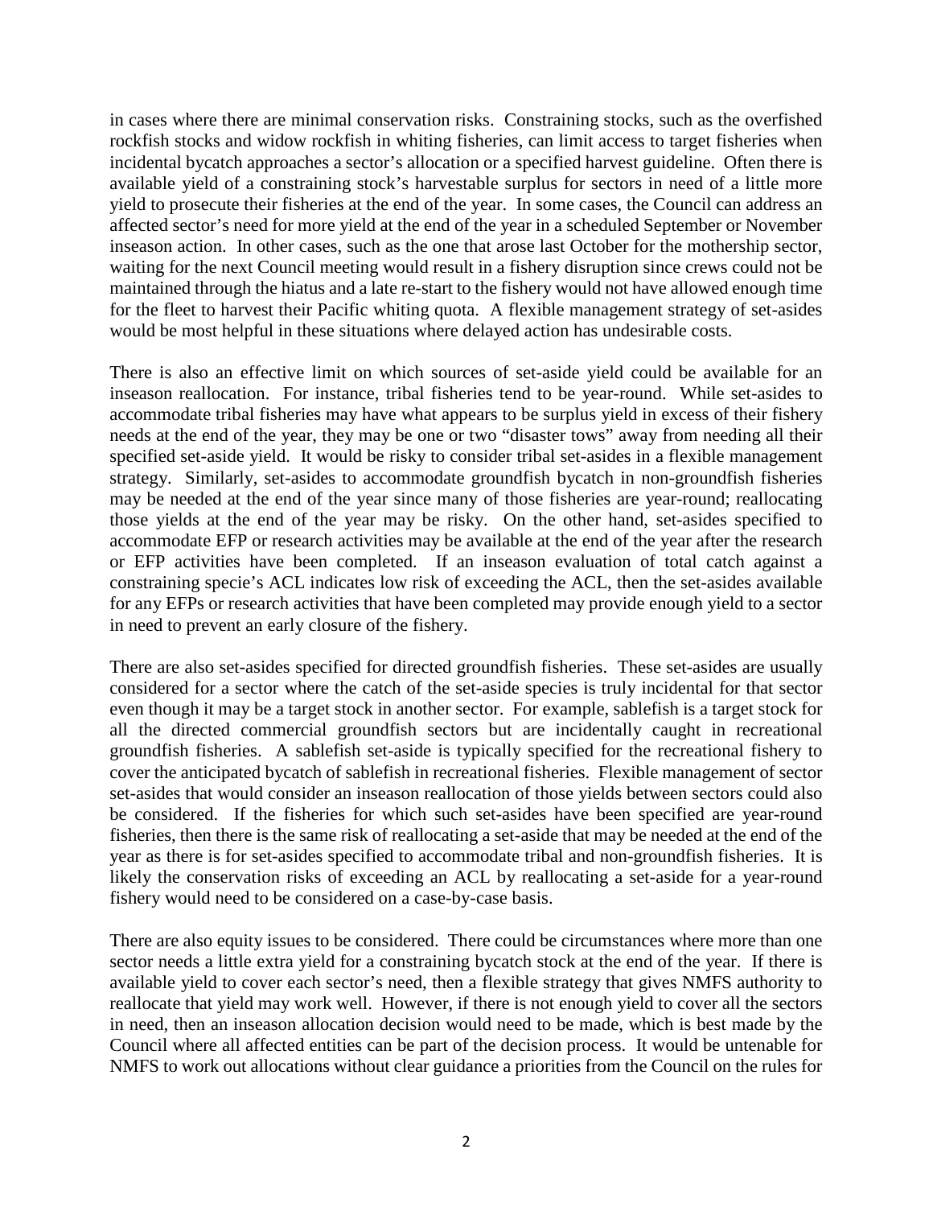in cases where there are minimal conservation risks. Constraining stocks, such as the overfished rockfish stocks and widow rockfish in whiting fisheries, can limit access to target fisheries when incidental bycatch approaches a sector's allocation or a specified harvest guideline. Often there is available yield of a constraining stock's harvestable surplus for sectors in need of a little more yield to prosecute their fisheries at the end of the year. In some cases, the Council can address an affected sector's need for more yield at the end of the year in a scheduled September or November inseason action. In other cases, such as the one that arose last October for the mothership sector, waiting for the next Council meeting would result in a fishery disruption since crews could not be maintained through the hiatus and a late re-start to the fishery would not have allowed enough time for the fleet to harvest their Pacific whiting quota. A flexible management strategy of set-asides would be most helpful in these situations where delayed action has undesirable costs.

There is also an effective limit on which sources of set-aside yield could be available for an inseason reallocation. For instance, tribal fisheries tend to be year-round. While set-asides to accommodate tribal fisheries may have what appears to be surplus yield in excess of their fishery needs at the end of the year, they may be one or two "disaster tows" away from needing all their specified set-aside yield. It would be risky to consider tribal set-asides in a flexible management strategy. Similarly, set-asides to accommodate groundfish bycatch in non-groundfish fisheries may be needed at the end of the year since many of those fisheries are year-round; reallocating those yields at the end of the year may be risky. On the other hand, set-asides specified to accommodate EFP or research activities may be available at the end of the year after the research or EFP activities have been completed. If an inseason evaluation of total catch against a constraining specie's ACL indicates low risk of exceeding the ACL, then the set-asides available for any EFPs or research activities that have been completed may provide enough yield to a sector in need to prevent an early closure of the fishery.

There are also set-asides specified for directed groundfish fisheries. These set-asides are usually considered for a sector where the catch of the set-aside species is truly incidental for that sector even though it may be a target stock in another sector. For example, sablefish is a target stock for all the directed commercial groundfish sectors but are incidentally caught in recreational groundfish fisheries. A sablefish set-aside is typically specified for the recreational fishery to cover the anticipated bycatch of sablefish in recreational fisheries. Flexible management of sector set-asides that would consider an inseason reallocation of those yields between sectors could also be considered. If the fisheries for which such set-asides have been specified are year-round fisheries, then there is the same risk of reallocating a set-aside that may be needed at the end of the year as there is for set-asides specified to accommodate tribal and non-groundfish fisheries. It is likely the conservation risks of exceeding an ACL by reallocating a set-aside for a year-round fishery would need to be considered on a case-by-case basis.

There are also equity issues to be considered. There could be circumstances where more than one sector needs a little extra yield for a constraining bycatch stock at the end of the year. If there is available yield to cover each sector's need, then a flexible strategy that gives NMFS authority to reallocate that yield may work well. However, if there is not enough yield to cover all the sectors in need, then an inseason allocation decision would need to be made, which is best made by the Council where all affected entities can be part of the decision process. It would be untenable for NMFS to work out allocations without clear guidance a priorities from the Council on the rules for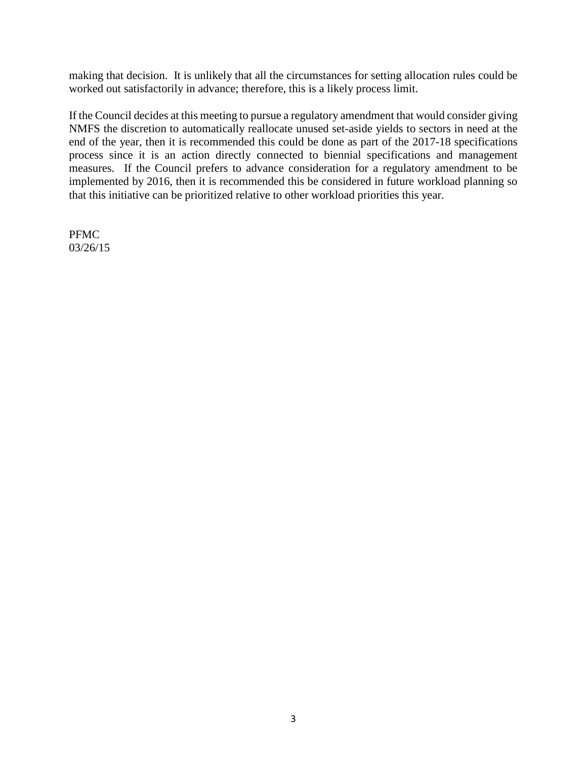making that decision. It is unlikely that all the circumstances for setting allocation rules could be worked out satisfactorily in advance; therefore, this is a likely process limit.

If the Council decides at this meeting to pursue a regulatory amendment that would consider giving NMFS the discretion to automatically reallocate unused set-aside yields to sectors in need at the end of the year, then it is recommended this could be done as part of the 2017-18 specifications process since it is an action directly connected to biennial specifications and management measures. If the Council prefers to advance consideration for a regulatory amendment to be implemented by 2016, then it is recommended this be considered in future workload planning so that this initiative can be prioritized relative to other workload priorities this year.

PFMC
03/26/15